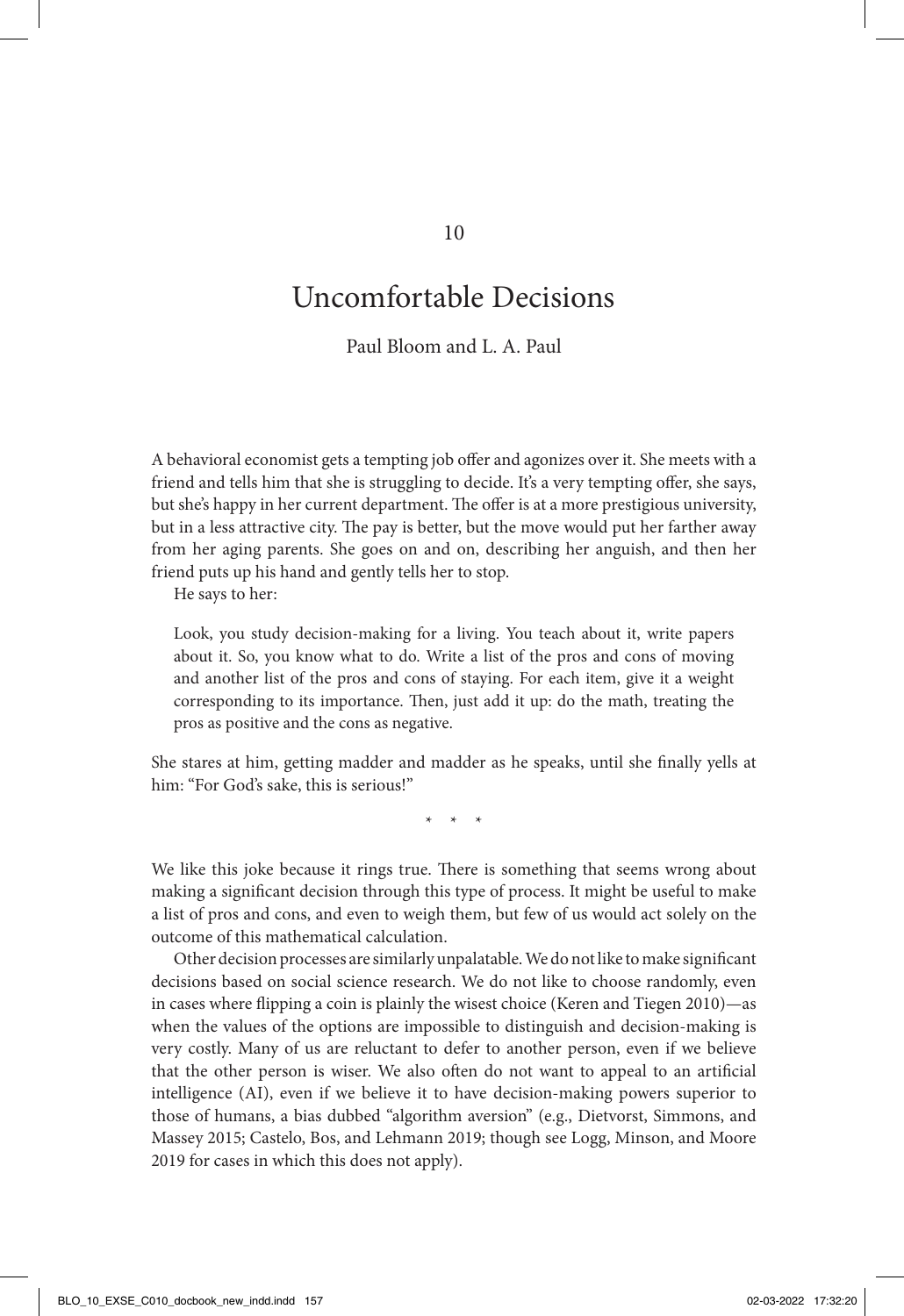# 10

# Uncomfortable Decisions

Paul Bloom and L. A. Paul

A behavioral economist gets a tempting job offer and agonizes over it. She meets with a friend and tells him that she is struggling to decide. It's a very tempting offer, she says, but she's happy in her current department. The offer is at a more prestigious university, but in a less attractive city. The pay is better, but the move would put her farther away from her aging parents. She goes on and on, describing her anguish, and then her friend puts up his hand and gently tells her to stop.

He says to her:

> Look, you study decision-making for a living. You teach about it, write papers about it. So, you know what to do. Write a list of the pros and cons of moving and another list of the pros and cons of staying. For each item, give it a weight corresponding to its importance. Then, just add it up: do the math, treating the pros as positive and the cons as negative.

She stares at him, getting madder and madder as he speaks, until she finally yells at him: "For God's sake, this is serious!"

\* \* \*

We like this joke because it rings true. There is something that seems wrong about making a significant decision through this type of process. It might be useful to make a list of pros and cons, and even to weigh them, but few of us would act solely on the outcome of this mathematical calculation.

Other decision processes are similarly unpalatable. We do not like to make significant decisions based on social science research. We do not like to choose randomly, even in cases where flipping a coin is plainly the wisest choice (Keren and Tiegen 2010)—as when the values of the options are impossible to distinguish and decision-making is very costly. Many of us are reluctant to defer to another person, even if we believe that the other person is wiser. We also often do not want to appeal to an artificial intelligence (AI), even if we believe it to have decision-making powers superior to those of humans, a bias dubbed "algorithm aversion" (e.g., Dietvorst, Simmons, and Massey 2015; Castelo, Bos, and Lehmann 2019; though see Logg, Minson, and Moore 2019 for cases in which this does not apply).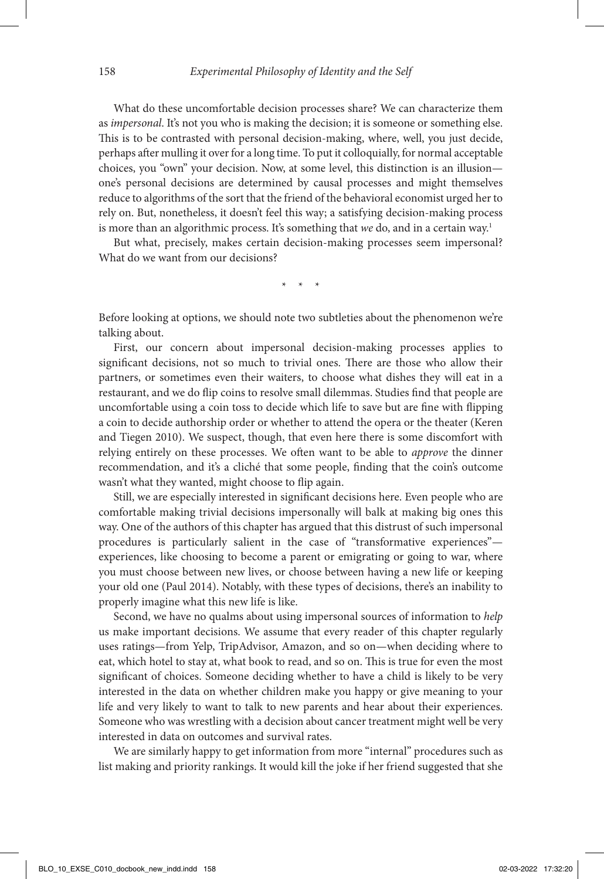What do these uncomfortable decision processes share? We can characterize them as *impersonal*. It's not you who is making the decision; it is someone or something else. This is to be contrasted with personal decision-making, where, well, you just decide, perhaps after mulling it over for a long time. To put it colloquially, for normal acceptable choices, you "own" your decision. Now, at some level, this distinction is an illusion—one's personal decisions are determined by causal processes and might themselves reduce to algorithms of the sort that the friend of the behavioral economist urged her to rely on. But, nonetheless, it doesn't feel this way; a satisfying decision-making process is more than an algorithmic process. It's something that *we* do, and in a certain way.[1]

But what, precisely, makes certain decision-making processes seem impersonal? What do we want from our decisions?

\* \* \*

Before looking at options, we should note two subtleties about the phenomenon we're talking about.

First, our concern about impersonal decision-making processes applies to significant decisions, not so much to trivial ones. There are those who allow their partners, or sometimes even their waiters, to choose what dishes they will eat in a restaurant, and we do flip coins to resolve small dilemmas. Studies find that people are uncomfortable using a coin toss to decide which life to save but are fine with flipping a coin to decide authorship order or whether to attend the opera or the theater (Keren and Tiegen 2010). We suspect, though, that even here there is some discomfort with relying entirely on these processes. We often want to be able to *approve* the dinner recommendation, and it's a cliché that some people, finding that the coin's outcome wasn't what they wanted, might choose to flip again.

Still, we are especially interested in significant decisions here. Even people who are comfortable making trivial decisions impersonally will balk at making big ones this way. One of the authors of this chapter has argued that this distrust of such impersonal procedures is particularly salient in the case of "transformative experiences"—experiences, like choosing to become a parent or emigrating or going to war, where you must choose between new lives, or choose between having a new life or keeping your old one (Paul 2014). Notably, with these types of decisions, there's an inability to properly imagine what this new life is like.

Second, we have no qualms about using impersonal sources of information to *help* us make important decisions. We assume that every reader of this chapter regularly uses ratings—from Yelp, TripAdvisor, Amazon, and so on—when deciding where to eat, which hotel to stay at, what book to read, and so on. This is true for even the most significant of choices. Someone deciding whether to have a child is likely to be very interested in the data on whether children make you happy or give meaning to your life and very likely to want to talk to new parents and hear about their experiences. Someone who was wrestling with a decision about cancer treatment might well be very interested in data on outcomes and survival rates.

We are similarly happy to get information from more "internal" procedures such as list making and priority rankings. It would kill the joke if her friend suggested that she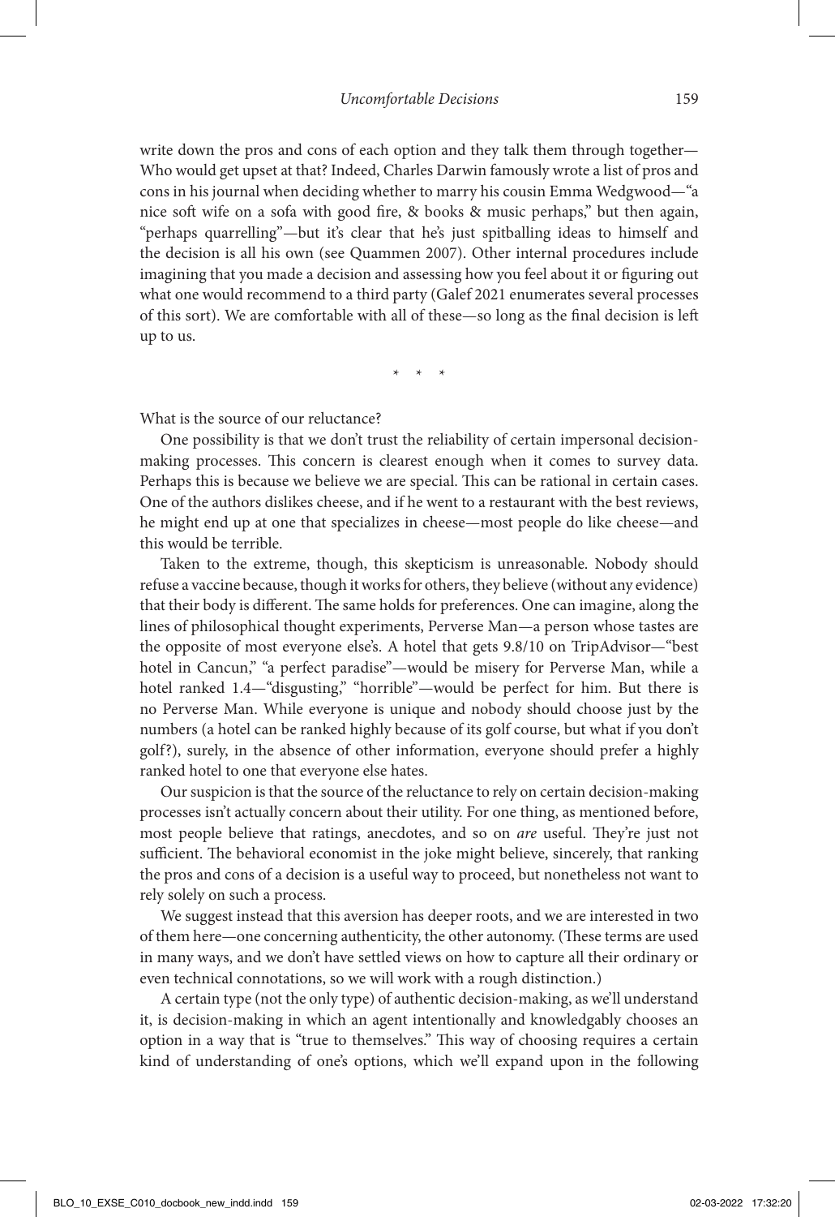write down the pros and cons of each option and they talk them through together—Who would get upset at that? Indeed, Charles Darwin famously wrote a list of pros and cons in his journal when deciding whether to marry his cousin Emma Wedgwood—"a nice soft wife on a sofa with good fire, & books & music perhaps," but then again, "perhaps quarrelling"—but it's clear that he's just spitballing ideas to himself and the decision is all his own (see Quammen 2007). Other internal procedures include imagining that you made a decision and assessing how you feel about it or figuring out what one would recommend to a third party (Galef 2021 enumerates several processes of this sort). We are comfortable with all of these—so long as the final decision is left up to us.

\* \* \*

What is the source of our reluctance?

One possibility is that we don't trust the reliability of certain impersonal decision-making processes. This concern is clearest enough when it comes to survey data. Perhaps this is because we believe we are special. This can be rational in certain cases. One of the authors dislikes cheese, and if he went to a restaurant with the best reviews, he might end up at one that specializes in cheese—most people do like cheese—and this would be terrible.

Taken to the extreme, though, this skepticism is unreasonable. Nobody should refuse a vaccine because, though it works for others, they believe (without any evidence) that their body is different. The same holds for preferences. One can imagine, along the lines of philosophical thought experiments, Perverse Man—a person whose tastes are the opposite of most everyone else's. A hotel that gets 9.8/10 on TripAdvisor—"best hotel in Cancun," "a perfect paradise"—would be misery for Perverse Man, while a hotel ranked 1.4—"disgusting," "horrible"—would be perfect for him. But there is no Perverse Man. While everyone is unique and nobody should choose just by the numbers (a hotel can be ranked highly because of its golf course, but what if you don't golf?), surely, in the absence of other information, everyone should prefer a highly ranked hotel to one that everyone else hates.

Our suspicion is that the source of the reluctance to rely on certain decision-making processes isn't actually concern about their utility. For one thing, as mentioned before, most people believe that ratings, anecdotes, and so on *are* useful. They're just not sufficient. The behavioral economist in the joke might believe, sincerely, that ranking the pros and cons of a decision is a useful way to proceed, but nonetheless not want to rely solely on such a process.

We suggest instead that this aversion has deeper roots, and we are interested in two of them here—one concerning authenticity, the other autonomy. (These terms are used in many ways, and we don't have settled views on how to capture all their ordinary or even technical connotations, so we will work with a rough distinction.)

A certain type (not the only type) of authentic decision-making, as we'll understand it, is decision-making in which an agent intentionally and knowledgably chooses an option in a way that is "true to themselves." This way of choosing requires a certain kind of understanding of one's options, which we'll expand upon in the following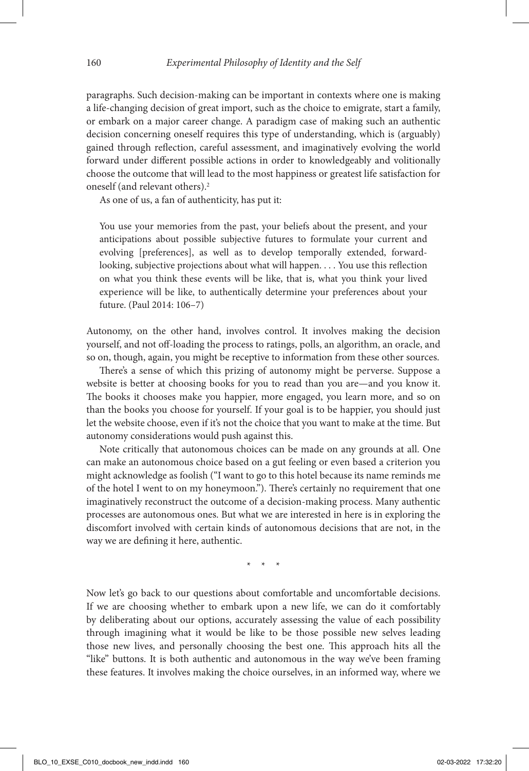paragraphs. Such decision-making can be important in contexts where one is making a life-changing decision of great import, such as the choice to emigrate, start a family, or embark on a major career change. A paradigm case of making such an authentic decision concerning oneself requires this type of understanding, which is (arguably) gained through reflection, careful assessment, and imaginatively evolving the world forward under different possible actions in order to knowledgeably and volitionally choose the outcome that will lead to the most happiness or greatest life satisfaction for oneself (and relevant others).[2]

As one of us, a fan of authenticity, has put it:

> You use your memories from the past, your beliefs about the present, and your anticipations about possible subjective futures to formulate your current and evolving [preferences], as well as to develop temporally extended, forward-looking, subjective projections about what will happen. . . . You use this reflection on what you think these events will be like, that is, what you think your lived experience will be like, to authentically determine your preferences about your future. (Paul 2014: 106–7)

Autonomy, on the other hand, involves control. It involves making the decision yourself, and not off-loading the process to ratings, polls, an algorithm, an oracle, and so on, though, again, you might be receptive to information from these other sources.

There's a sense of which this prizing of autonomy might be perverse. Suppose a website is better at choosing books for you to read than you are—and you know it. The books it chooses make you happier, more engaged, you learn more, and so on than the books you choose for yourself. If your goal is to be happier, you should just let the website choose, even if it's not the choice that you want to make at the time. But autonomy considerations would push against this.

Note critically that autonomous choices can be made on any grounds at all. One can make an autonomous choice based on a gut feeling or even based a criterion you might acknowledge as foolish ("I want to go to this hotel because its name reminds me of the hotel I went to on my honeymoon."). There's certainly no requirement that one imaginatively reconstruct the outcome of a decision-making process. Many authentic processes are autonomous ones. But what we are interested in here is in exploring the discomfort involved with certain kinds of autonomous decisions that are not, in the way we are defining it here, authentic.

\* \* \*

Now let's go back to our questions about comfortable and uncomfortable decisions. If we are choosing whether to embark upon a new life, we can do it comfortably by deliberating about our options, accurately assessing the value of each possibility through imagining what it would be like to be those possible new selves leading those new lives, and personally choosing the best one. This approach hits all the "like" buttons. It is both authentic and autonomous in the way we've been framing these features. It involves making the choice ourselves, in an informed way, where we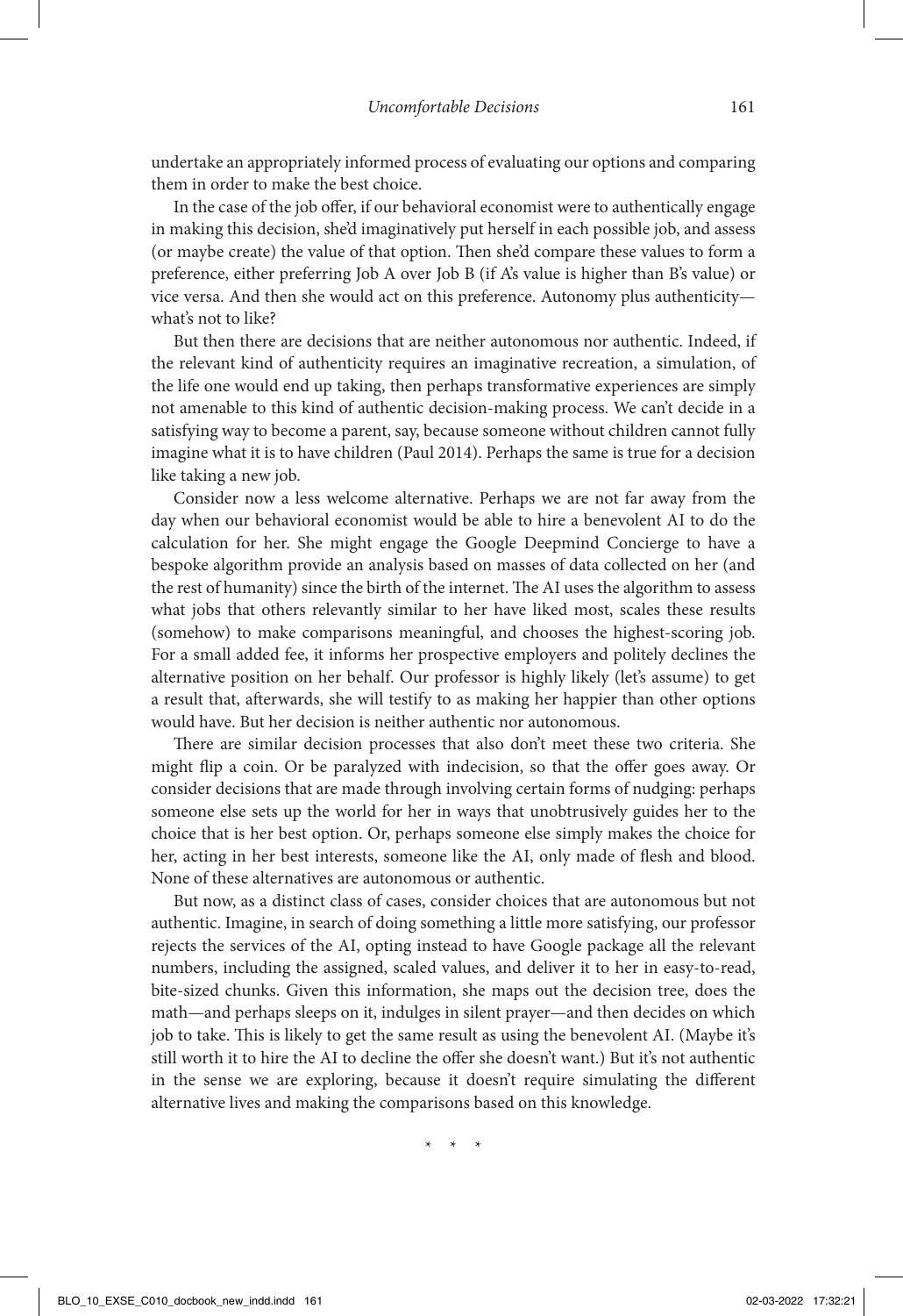undertake an appropriately informed process of evaluating our options and comparing them in order to make the best choice.

In the case of the job offer, if our behavioral economist were to authentically engage in making this decision, she'd imaginatively put herself in each possible job, and assess (or maybe create) the value of that option. Then she'd compare these values to form a preference, either preferring Job A over Job B (if A's value is higher than B's value) or vice versa. And then she would act on this preference. Autonomy plus authenticity—what's not to like?

But then there are decisions that are neither autonomous nor authentic. Indeed, if the relevant kind of authenticity requires an imaginative recreation, a simulation, of the life one would end up taking, then perhaps transformative experiences are simply not amenable to this kind of authentic decision-making process. We can't decide in a satisfying way to become a parent, say, because someone without children cannot fully imagine what it is to have children (Paul 2014). Perhaps the same is true for a decision like taking a new job.

Consider now a less welcome alternative. Perhaps we are not far away from the day when our behavioral economist would be able to hire a benevolent AI to do the calculation for her. She might engage the Google Deepmind Concierge to have a bespoke algorithm provide an analysis based on masses of data collected on her (and the rest of humanity) since the birth of the internet. The AI uses the algorithm to assess what jobs that others relevantly similar to her have liked most, scales these results (somehow) to make comparisons meaningful, and chooses the highest-scoring job. For a small added fee, it informs her prospective employers and politely declines the alternative position on her behalf. Our professor is highly likely (let's assume) to get a result that, afterwards, she will testify to as making her happier than other options would have. But her decision is neither authentic nor autonomous.

There are similar decision processes that also don't meet these two criteria. She might flip a coin. Or be paralyzed with indecision, so that the offer goes away. Or consider decisions that are made through involving certain forms of nudging: perhaps someone else sets up the world for her in ways that unobtrusively guides her to the choice that is her best option. Or, perhaps someone else simply makes the choice for her, acting in her best interests, someone like the AI, only made of flesh and blood. None of these alternatives are autonomous or authentic.

But now, as a distinct class of cases, consider choices that are autonomous but not authentic. Imagine, in search of doing something a little more satisfying, our professor rejects the services of the AI, opting instead to have Google package all the relevant numbers, including the assigned, scaled values, and deliver it to her in easy-to-read, bite-sized chunks. Given this information, she maps out the decision tree, does the math—and perhaps sleeps on it, indulges in silent prayer—and then decides on which job to take. This is likely to get the same result as using the benevolent AI. (Maybe it's still worth it to hire the AI to decline the offer she doesn't want.) But it's not authentic in the sense we are exploring, because it doesn't require simulating the different alternative lives and making the comparisons based on this knowledge.

\* \* \*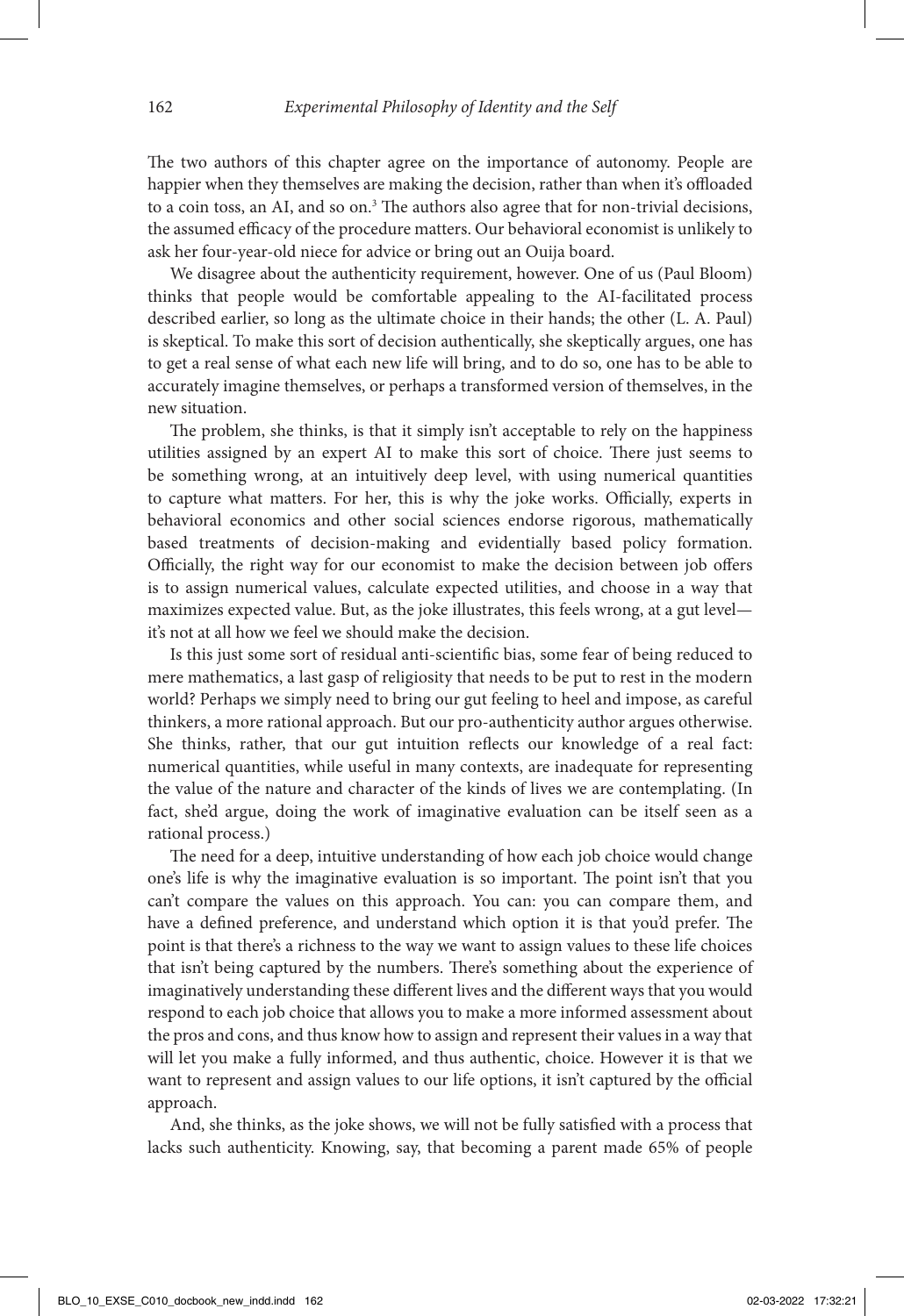The two authors of this chapter agree on the importance of autonomy. People are happier when they themselves are making the decision, rather than when it's offloaded to a coin toss, an AI, and so on.[3] The authors also agree that for non-trivial decisions, the assumed efficacy of the procedure matters. Our behavioral economist is unlikely to ask her four-year-old niece for advice or bring out an Ouija board.

We disagree about the authenticity requirement, however. One of us (Paul Bloom) thinks that people would be comfortable appealing to the AI-facilitated process described earlier, so long as the ultimate choice in their hands; the other (L. A. Paul) is skeptical. To make this sort of decision authentically, she skeptically argues, one has to get a real sense of what each new life will bring, and to do so, one has to be able to accurately imagine themselves, or perhaps a transformed version of themselves, in the new situation.

The problem, she thinks, is that it simply isn't acceptable to rely on the happiness utilities assigned by an expert AI to make this sort of choice. There just seems to be something wrong, at an intuitively deep level, with using numerical quantities to capture what matters. For her, this is why the joke works. Officially, experts in behavioral economics and other social sciences endorse rigorous, mathematically based treatments of decision-making and evidentially based policy formation. Officially, the right way for our economist to make the decision between job offers is to assign numerical values, calculate expected utilities, and choose in a way that maximizes expected value. But, as the joke illustrates, this feels wrong, at a gut level—it's not at all how we feel we should make the decision.

Is this just some sort of residual anti-scientific bias, some fear of being reduced to mere mathematics, a last gasp of religiosity that needs to be put to rest in the modern world? Perhaps we simply need to bring our gut feeling to heel and impose, as careful thinkers, a more rational approach. But our pro-authenticity author argues otherwise. She thinks, rather, that our gut intuition reflects our knowledge of a real fact: numerical quantities, while useful in many contexts, are inadequate for representing the value of the nature and character of the kinds of lives we are contemplating. (In fact, she'd argue, doing the work of imaginative evaluation can be itself seen as a rational process.)

The need for a deep, intuitive understanding of how each job choice would change one's life is why the imaginative evaluation is so important. The point isn't that you can't compare the values on this approach. You can: you can compare them, and have a defined preference, and understand which option it is that you'd prefer. The point is that there's a richness to the way we want to assign values to these life choices that isn't being captured by the numbers. There's something about the experience of imaginatively understanding these different lives and the different ways that you would respond to each job choice that allows you to make a more informed assessment about the pros and cons, and thus know how to assign and represent their values in a way that will let you make a fully informed, and thus authentic, choice. However it is that we want to represent and assign values to our life options, it isn't captured by the official approach.

And, she thinks, as the joke shows, we will not be fully satisfied with a process that lacks such authenticity. Knowing, say, that becoming a parent made 65% of people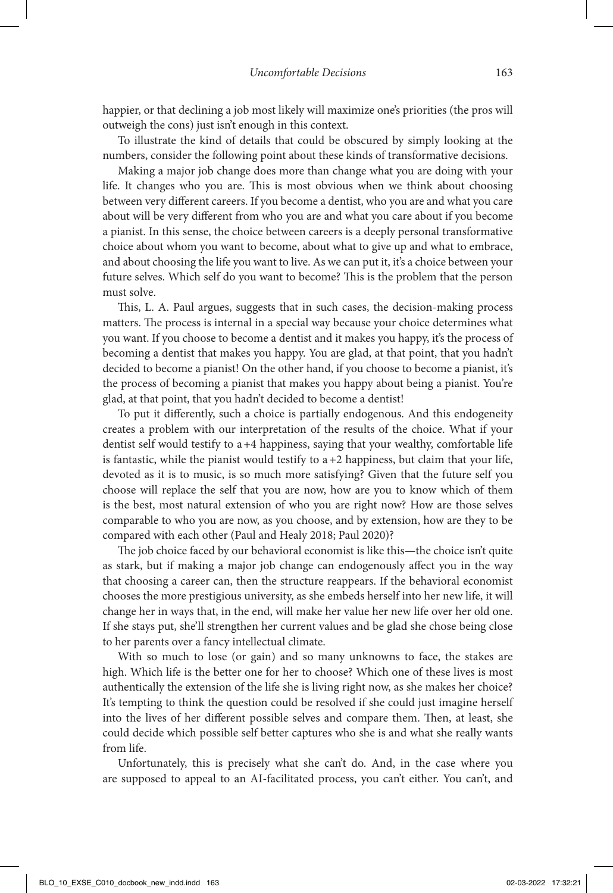happier, or that declining a job most likely will maximize one's priorities (the pros will outweigh the cons) just isn't enough in this context.

To illustrate the kind of details that could be obscured by simply looking at the numbers, consider the following point about these kinds of transformative decisions.

Making a major job change does more than change what you are doing with your life. It changes who you are. This is most obvious when we think about choosing between very different careers. If you become a dentist, who you are and what you care about will be very different from who you are and what you care about if you become a pianist. In this sense, the choice between careers is a deeply personal transformative choice about whom you want to become, about what to give up and what to embrace, and about choosing the life you want to live. As we can put it, it's a choice between your future selves. Which self do you want to become? This is the problem that the person must solve.

This, L. A. Paul argues, suggests that in such cases, the decision-making process matters. The process is internal in a special way because your choice determines what you want. If you choose to become a dentist and it makes you happy, it's the process of becoming a dentist that makes you happy. You are glad, at that point, that you hadn't decided to become a pianist! On the other hand, if you choose to become a pianist, it's the process of becoming a pianist that makes you happy about being a pianist. You're glad, at that point, that you hadn't decided to become a dentist!

To put it differently, such a choice is partially endogenous. And this endogeneity creates a problem with our interpretation of the results of the choice. What if your dentist self would testify to a +4 happiness, saying that your wealthy, comfortable life is fantastic, while the pianist would testify to a +2 happiness, but claim that your life, devoted as it is to music, is so much more satisfying? Given that the future self you choose will replace the self that you are now, how are you to know which of them is the best, most natural extension of who you are right now? How are those selves comparable to who you are now, as you choose, and by extension, how are they to be compared with each other (Paul and Healy 2018; Paul 2020)?

The job choice faced by our behavioral economist is like this—the choice isn't quite as stark, but if making a major job change can endogenously affect you in the way that choosing a career can, then the structure reappears. If the behavioral economist chooses the more prestigious university, as she embeds herself into her new life, it will change her in ways that, in the end, will make her value her new life over her old one. If she stays put, she'll strengthen her current values and be glad she chose being close to her parents over a fancy intellectual climate.

With so much to lose (or gain) and so many unknowns to face, the stakes are high. Which life is the better one for her to choose? Which one of these lives is most authentically the extension of the life she is living right now, as she makes her choice? It's tempting to think the question could be resolved if she could just imagine herself into the lives of her different possible selves and compare them. Then, at least, she could decide which possible self better captures who she is and what she really wants from life.

Unfortunately, this is precisely what she can't do. And, in the case where you are supposed to appeal to an AI-facilitated process, you can't either. You can't, and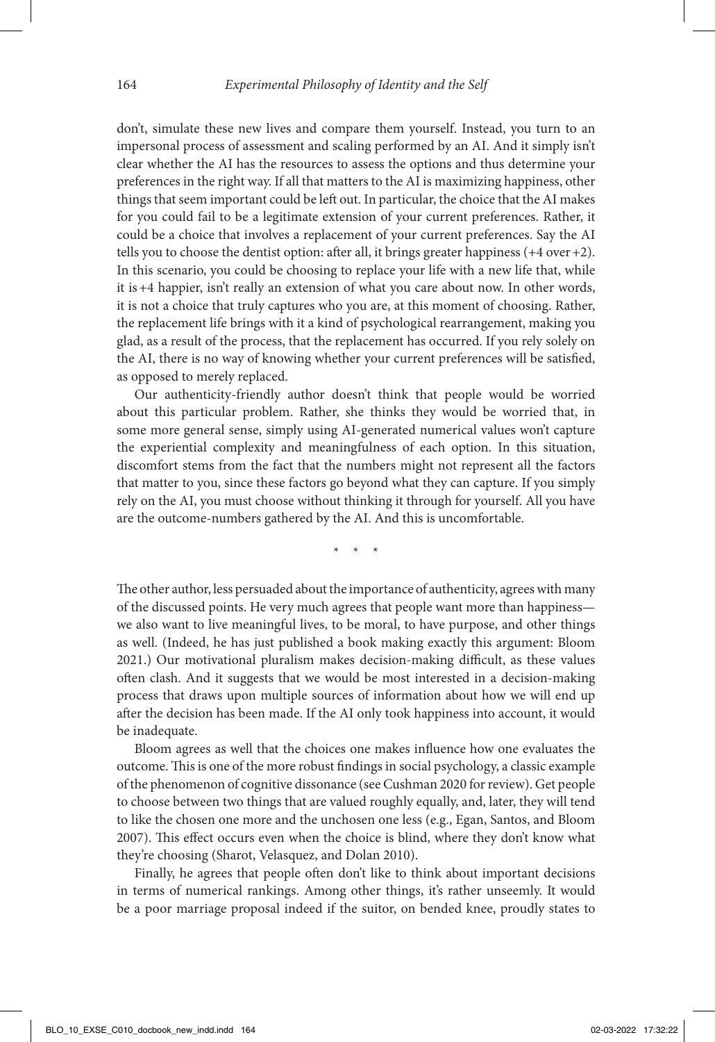don't, simulate these new lives and compare them yourself. Instead, you turn to an impersonal process of assessment and scaling performed by an AI. And it simply isn't clear whether the AI has the resources to assess the options and thus determine your preferences in the right way. If all that matters to the AI is maximizing happiness, other things that seem important could be left out. In particular, the choice that the AI makes for you could fail to be a legitimate extension of your current preferences. Rather, it could be a choice that involves a replacement of your current preferences. Say the AI tells you to choose the dentist option: after all, it brings greater happiness (+4 over +2). In this scenario, you could be choosing to replace your life with a new life that, while it is +4 happier, isn't really an extension of what you care about now. In other words, it is not a choice that truly captures who you are, at this moment of choosing. Rather, the replacement life brings with it a kind of psychological rearrangement, making you glad, as a result of the process, that the replacement has occurred. If you rely solely on the AI, there is no way of knowing whether your current preferences will be satisfied, as opposed to merely replaced.

Our authenticity-friendly author doesn't think that people would be worried about this particular problem. Rather, she thinks they would be worried that, in some more general sense, simply using AI-generated numerical values won't capture the experiential complexity and meaningfulness of each option. In this situation, discomfort stems from the fact that the numbers might not represent all the factors that matter to you, since these factors go beyond what they can capture. If you simply rely on the AI, you must choose without thinking it through for yourself. All you have are the outcome-numbers gathered by the AI. And this is uncomfortable.

\* \* \*

The other author, less persuaded about the importance of authenticity, agrees with many of the discussed points. He very much agrees that people want more than happiness—we also want to live meaningful lives, to be moral, to have purpose, and other things as well. (Indeed, he has just published a book making exactly this argument: Bloom 2021.) Our motivational pluralism makes decision-making difficult, as these values often clash. And it suggests that we would be most interested in a decision-making process that draws upon multiple sources of information about how we will end up after the decision has been made. If the AI only took happiness into account, it would be inadequate.

Bloom agrees as well that the choices one makes influence how one evaluates the outcome. This is one of the more robust findings in social psychology, a classic example of the phenomenon of cognitive dissonance (see Cushman 2020 for review). Get people to choose between two things that are valued roughly equally, and, later, they will tend to like the chosen one more and the unchosen one less (e.g., Egan, Santos, and Bloom 2007). This effect occurs even when the choice is blind, where they don't know what they're choosing (Sharot, Velasquez, and Dolan 2010).

Finally, he agrees that people often don't like to think about important decisions in terms of numerical rankings. Among other things, it's rather unseemly. It would be a poor marriage proposal indeed if the suitor, on bended knee, proudly states to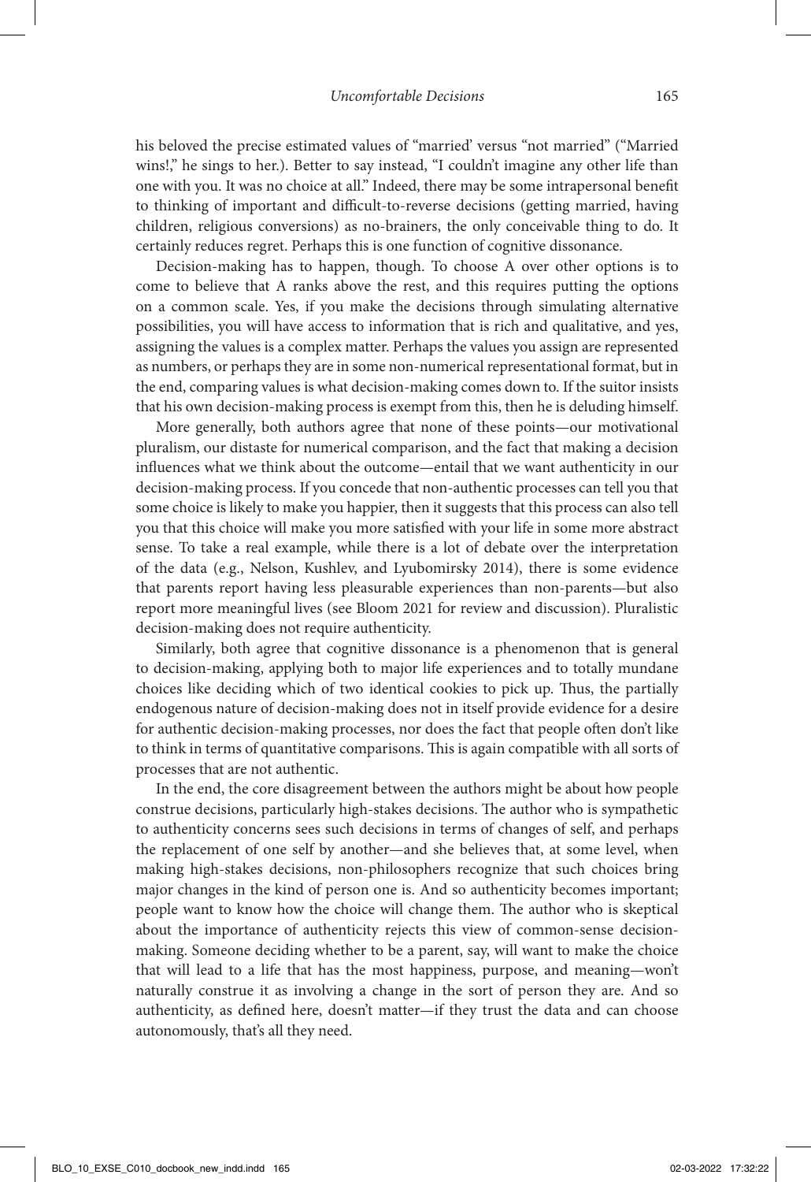his beloved the precise estimated values of "married' versus "not married" ("Married wins!," he sings to her.). Better to say instead, "I couldn't imagine any other life than one with you. It was no choice at all." Indeed, there may be some intrapersonal benefit to thinking of important and difficult-to-reverse decisions (getting married, having children, religious conversions) as no-brainers, the only conceivable thing to do. It certainly reduces regret. Perhaps this is one function of cognitive dissonance.

Decision-making has to happen, though. To choose A over other options is to come to believe that A ranks above the rest, and this requires putting the options on a common scale. Yes, if you make the decisions through simulating alternative possibilities, you will have access to information that is rich and qualitative, and yes, assigning the values is a complex matter. Perhaps the values you assign are represented as numbers, or perhaps they are in some non-numerical representational format, but in the end, comparing values is what decision-making comes down to. If the suitor insists that his own decision-making process is exempt from this, then he is deluding himself.

More generally, both authors agree that none of these points—our motivational pluralism, our distaste for numerical comparison, and the fact that making a decision influences what we think about the outcome—entail that we want authenticity in our decision-making process. If you concede that non-authentic processes can tell you that some choice is likely to make you happier, then it suggests that this process can also tell you that this choice will make you more satisfied with your life in some more abstract sense. To take a real example, while there is a lot of debate over the interpretation of the data (e.g., Nelson, Kushlev, and Lyubomirsky 2014), there is some evidence that parents report having less pleasurable experiences than non-parents—but also report more meaningful lives (see Bloom 2021 for review and discussion). Pluralistic decision-making does not require authenticity.

Similarly, both agree that cognitive dissonance is a phenomenon that is general to decision-making, applying both to major life experiences and to totally mundane choices like deciding which of two identical cookies to pick up. Thus, the partially endogenous nature of decision-making does not in itself provide evidence for a desire for authentic decision-making processes, nor does the fact that people often don't like to think in terms of quantitative comparisons. This is again compatible with all sorts of processes that are not authentic.

In the end, the core disagreement between the authors might be about how people construe decisions, particularly high-stakes decisions. The author who is sympathetic to authenticity concerns sees such decisions in terms of changes of self, and perhaps the replacement of one self by another—and she believes that, at some level, when making high-stakes decisions, non-philosophers recognize that such choices bring major changes in the kind of person one is. And so authenticity becomes important; people want to know how the choice will change them. The author who is skeptical about the importance of authenticity rejects this view of common-sense decision-making. Someone deciding whether to be a parent, say, will want to make the choice that will lead to a life that has the most happiness, purpose, and meaning—won't naturally construe it as involving a change in the sort of person they are. And so authenticity, as defined here, doesn't matter—if they trust the data and can choose autonomously, that's all they need.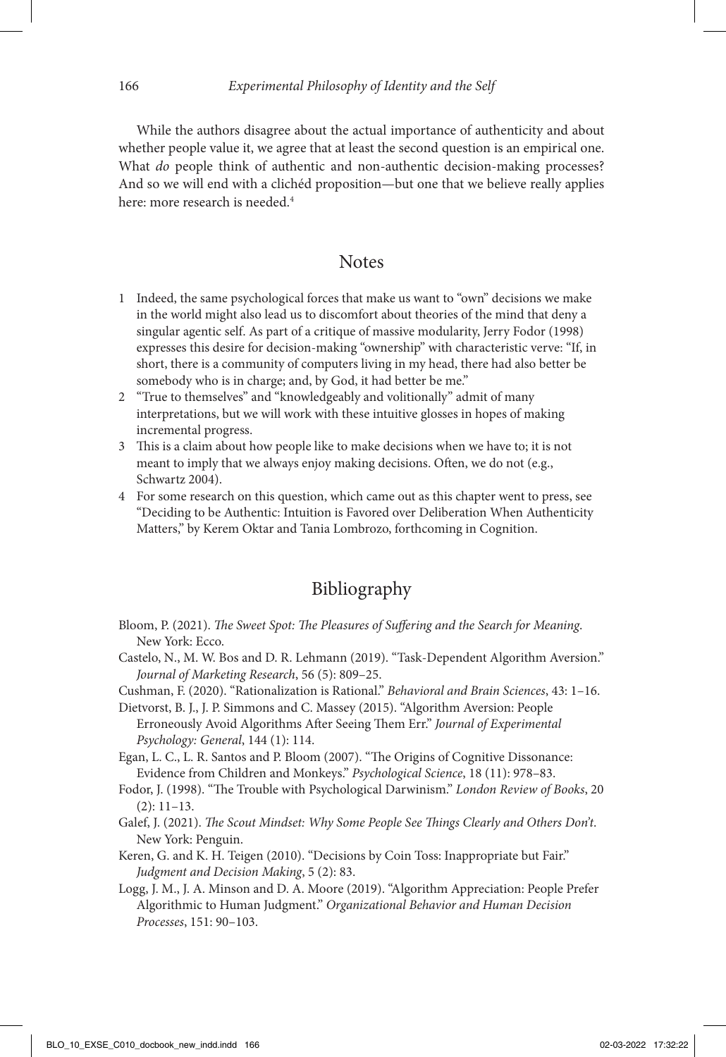While the authors disagree about the actual importance of authenticity and about whether people value it, we agree that at least the second question is an empirical one. What *do* people think of authentic and non-authentic decision-making processes? And so we will end with a clichéd proposition—but one that we believe really applies here: more research is needed.[4]

## Notes

1. Indeed, the same psychological forces that make us want to "own" decisions we make in the world might also lead us to discomfort about theories of the mind that deny a singular agentic self. As part of a critique of massive modularity, Jerry Fodor (1998) expresses this desire for decision-making "ownership" with characteristic verve: "If, in short, there is a community of computers living in my head, there had also better be somebody who is in charge; and, by God, it had better be me."
2. "True to themselves" and "knowledgeably and volitionally" admit of many interpretations, but we will work with these intuitive glosses in hopes of making incremental progress.
3. This is a claim about how people like to make decisions when we have to; it is not meant to imply that we always enjoy making decisions. Often, we do not (e.g., Schwartz 2004).
4. For some research on this question, which came out as this chapter went to press, see "Deciding to be Authentic: Intuition is Favored over Deliberation When Authenticity Matters," by Kerem Oktar and Tania Lombrozo, forthcoming in Cognition.

## Bibliography

Bloom, P. (2021). *The Sweet Spot: The Pleasures of Suffering and the Search for Meaning*. New York: Ecco.

Castelo, N., M. W. Bos and D. R. Lehmann (2019). "Task-Dependent Algorithm Aversion." *Journal of Marketing Research*, 56 (5): 809–25.

Cushman, F. (2020). "Rationalization is Rational." *Behavioral and Brain Sciences*, 43: 1–16.

Dietvorst, B. J., J. P. Simmons and C. Massey (2015). "Algorithm Aversion: People Erroneously Avoid Algorithms After Seeing Them Err." *Journal of Experimental Psychology: General*, 144 (1): 114.

Egan, L. C., L. R. Santos and P. Bloom (2007). "The Origins of Cognitive Dissonance: Evidence from Children and Monkeys." *Psychological Science*, 18 (11): 978–83.

Fodor, J. (1998). "The Trouble with Psychological Darwinism." *London Review of Books*, 20 (2): 11–13.

Galef, J. (2021). *The Scout Mindset: Why Some People See Things Clearly and Others Don't*. New York: Penguin.

Keren, G. and K. H. Teigen (2010). "Decisions by Coin Toss: Inappropriate but Fair." *Judgment and Decision Making*, 5 (2): 83.

Logg, J. M., J. A. Minson and D. A. Moore (2019). "Algorithm Appreciation: People Prefer Algorithmic to Human Judgment." *Organizational Behavior and Human Decision Processes*, 151: 90–103.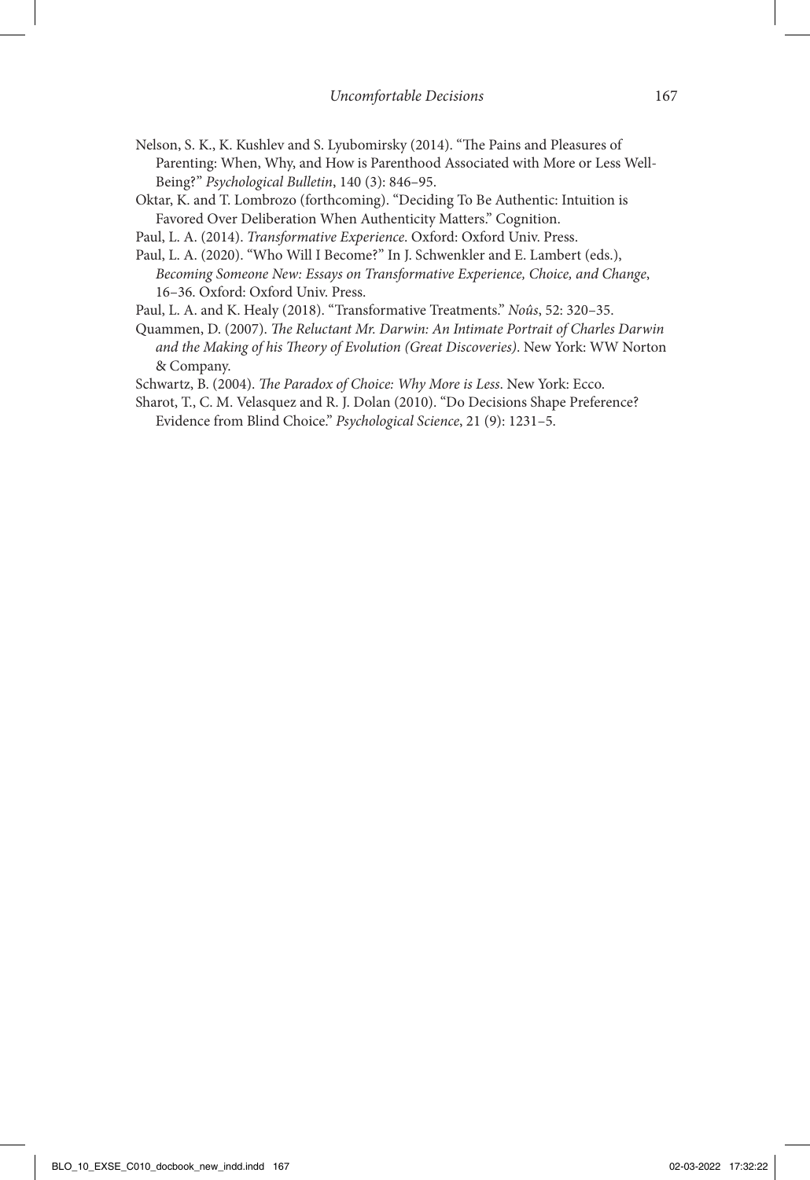Nelson, S. K., K. Kushlev and S. Lyubomirsky (2014). "The Pains and Pleasures of Parenting: When, Why, and How is Parenthood Associated with More or Less Well-Being?" *Psychological Bulletin*, 140 (3): 846–95.

Oktar, K. and T. Lombrozo (forthcoming). "Deciding To Be Authentic: Intuition is Favored Over Deliberation When Authenticity Matters." Cognition.

Paul, L. A. (2014). *Transformative Experience*. Oxford: Oxford Univ. Press.

Paul, L. A. (2020). "Who Will I Become?" In J. Schwenkler and E. Lambert (eds.), *Becoming Someone New: Essays on Transformative Experience, Choice, and Change*, 16–36. Oxford: Oxford Univ. Press.

Paul, L. A. and K. Healy (2018). "Transformative Treatments." *Noûs*, 52: 320–35.

Quammen, D. (2007). *The Reluctant Mr. Darwin: An Intimate Portrait of Charles Darwin and the Making of his Theory of Evolution (Great Discoveries)*. New York: WW Norton & Company.

Schwartz, B. (2004). *The Paradox of Choice: Why More is Less*. New York: Ecco.

Sharot, T., C. M. Velasquez and R. J. Dolan (2010). "Do Decisions Shape Preference? Evidence from Blind Choice." *Psychological Science*, 21 (9): 1231–5.